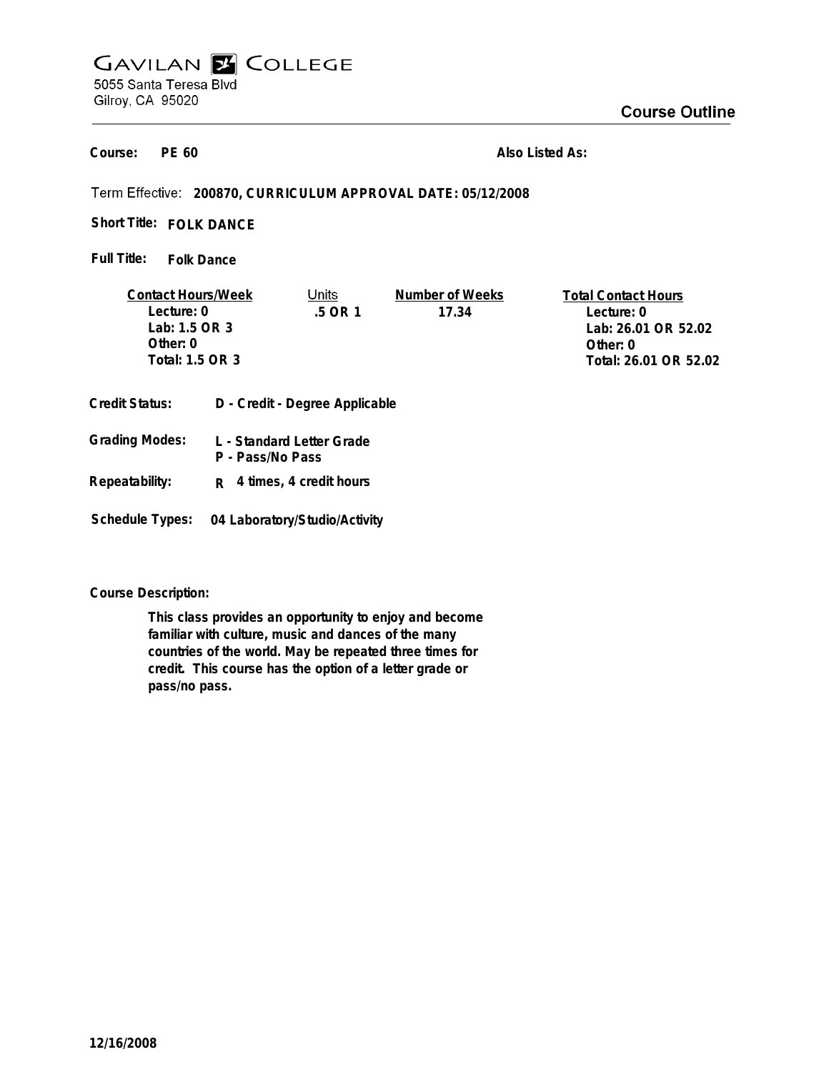# GAVILAN COLLEGE

5055 Santa Teresa Blvd
Gilroy, CA 95020

## Course Outline

**Course:** PE 60 **Also Listed As:**

Term Effective: **200870, CURRICULUM APPROVAL DATE: 05/12/2008**

**Short Title:** FOLK DANCE

**Full Title:** Folk Dance

| Contact Hours/Week | Units | Number of Weeks | Total Contact Hours |
|---|---|---|---|
| Lecture: 0 | .5 OR 1 | 17.34 | Lecture: 0 |
| Lab: 1.5 OR 3 | | | Lab: 26.01 OR 52.02 |
| Other: 0 | | | Other: 0 |
| Total: 1.5 OR 3 | | | Total: 26.01 OR 52.02 |

**Credit Status:** D - Credit - Degree Applicable

**Grading Modes:** L - Standard Letter Grade
P - Pass/No Pass

**Repeatability:** R 4 times, 4 credit hours

**Schedule Types:** 04 Laboratory/Studio/Activity

**Course Description:**

This class provides an opportunity to enjoy and become familiar with culture, music and dances of the many countries of the world. May be repeated three times for credit. This course has the option of a letter grade or pass/no pass.

12/16/2008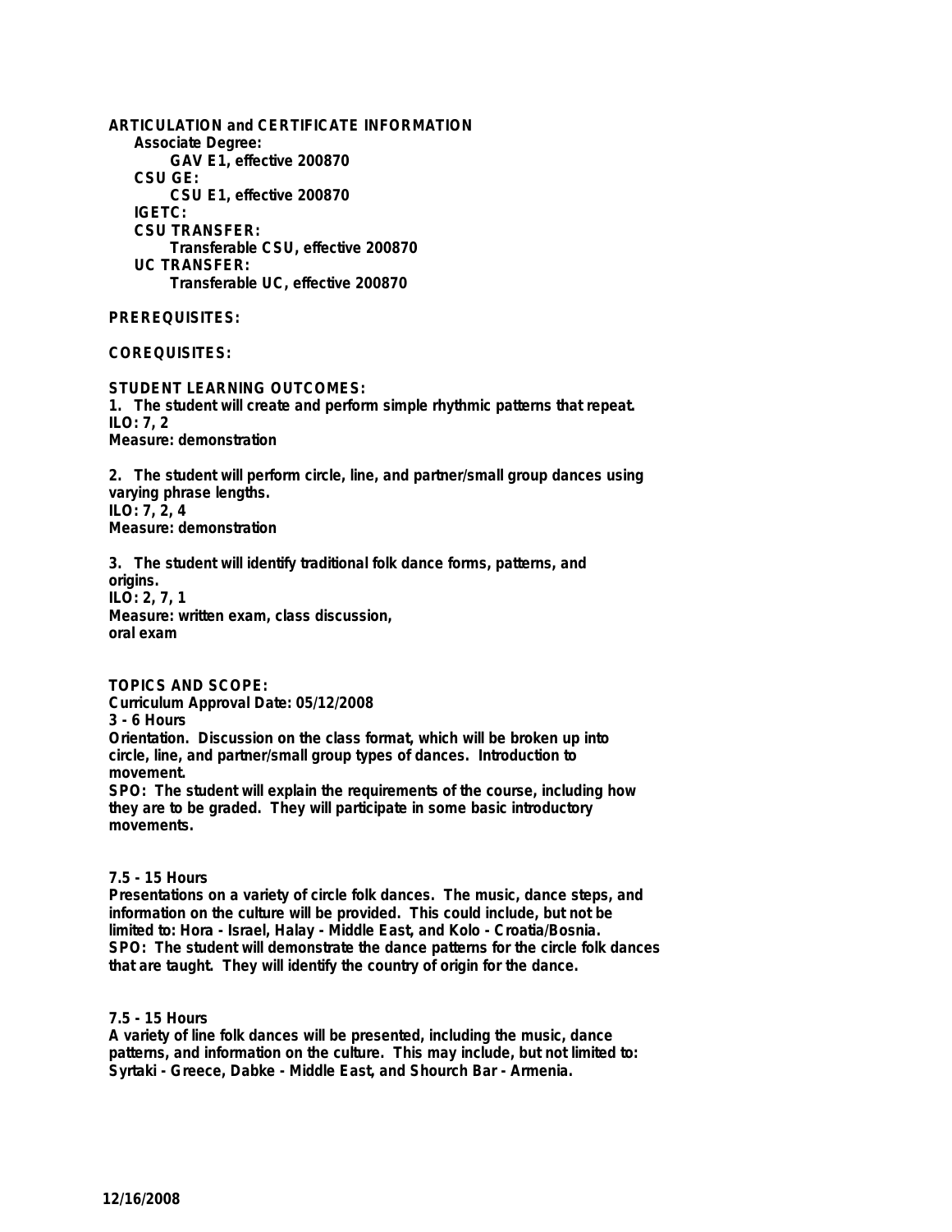**ARTICULATION and CERTIFICATE INFORMATION**

**Associate Degree:**

**GAV E1, effective 200870**

**CSU GE:**

**CSU E1, effective 200870**

**IGETC:**

**CSU TRANSFER:**

**Transferable CSU, effective 200870**

**UC TRANSFER:**

**Transferable UC, effective 200870**

**PREREQUISITES:**

**COREQUISITES:**

**STUDENT LEARNING OUTCOMES:**

1. The student will create and perform simple rhythmic patterns that repeat.
ILO: 7, 2
Measure: demonstration

2. The student will perform circle, line, and partner/small group dances using varying phrase lengths.
ILO: 7, 2, 4
Measure: demonstration

3. The student will identify traditional folk dance forms, patterns, and origins.
ILO: 2, 7, 1
Measure: written exam, class discussion, oral exam

**TOPICS AND SCOPE:**

Curriculum Approval Date: 05/12/2008

3 - 6 Hours

Orientation. Discussion on the class format, which will be broken up into circle, line, and partner/small group types of dances. Introduction to movement.

SPO: The student will explain the requirements of the course, including how they are to be graded. They will participate in some basic introductory movements.

7.5 - 15 Hours

Presentations on a variety of circle folk dances. The music, dance steps, and information on the culture will be provided. This could include, but not be limited to: Hora - Israel, Halay - Middle East, and Kolo - Croatia/Bosnia.

SPO: The student will demonstrate the dance patterns for the circle folk dances that are taught. They will identify the country of origin for the dance.

7.5 - 15 Hours

A variety of line folk dances will be presented, including the music, dance patterns, and information on the culture. This may include, but not limited to: Syrtaki - Greece, Dabke - Middle East, and Shourch Bar - Armenia.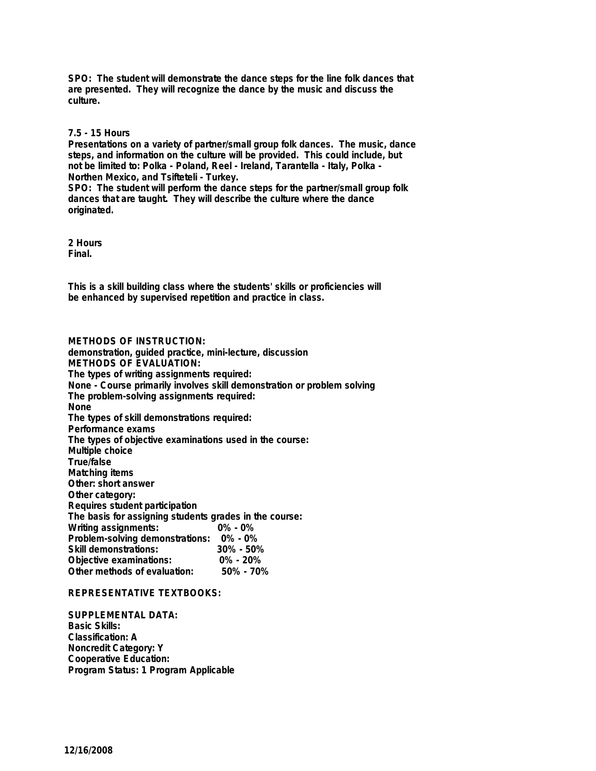**SPO: The student will demonstrate the dance steps for the line folk dances that are presented. They will recognize the dance by the music and discuss the culture.**

**7.5 - 15 Hours**
**Presentations on a variety of partner/small group folk dances. The music, dance steps, and information on the culture will be provided. This could include, but not be limited to: Polka - Poland, Reel - Ireland, Tarantella - Italy, Polka - Northen Mexico, and Tsifteteli - Turkey.**
**SPO: The student will perform the dance steps for the partner/small group folk dances that are taught. They will describe the culture where the dance originated.**

**2 Hours**
**Final.**

**This is a skill building class where the students' skills or proficiencies will be enhanced by supervised repetition and practice in class.**

**METHODS OF INSTRUCTION:**
**demonstration, guided practice, mini-lecture, discussion**
**METHODS OF EVALUATION:**
**The types of writing assignments required:**
**None - Course primarily involves skill demonstration or problem solving**
**The problem-solving assignments required:**
**None**
**The types of skill demonstrations required:**
**Performance exams**
**The types of objective examinations used in the course:**
**Multiple choice**
**True/false**
**Matching items**
**Other: short answer**
**Other category:**
**Requires student participation**
**The basis for assigning students grades in the course:**

| | |
|---|---|
| **Writing assignments:** | **0% - 0%** |
| **Problem-solving demonstrations:** | **0% - 0%** |
| **Skill demonstrations:** | **30% - 50%** |
| **Objective examinations:** | **0% - 20%** |
| **Other methods of evaluation:** | **50% - 70%** |

**REPRESENTATIVE TEXTBOOKS:**

**SUPPLEMENTAL DATA:**
**Basic Skills:**
**Classification: A**
**Noncredit Category: Y**
**Cooperative Education:**
**Program Status: 1 Program Applicable**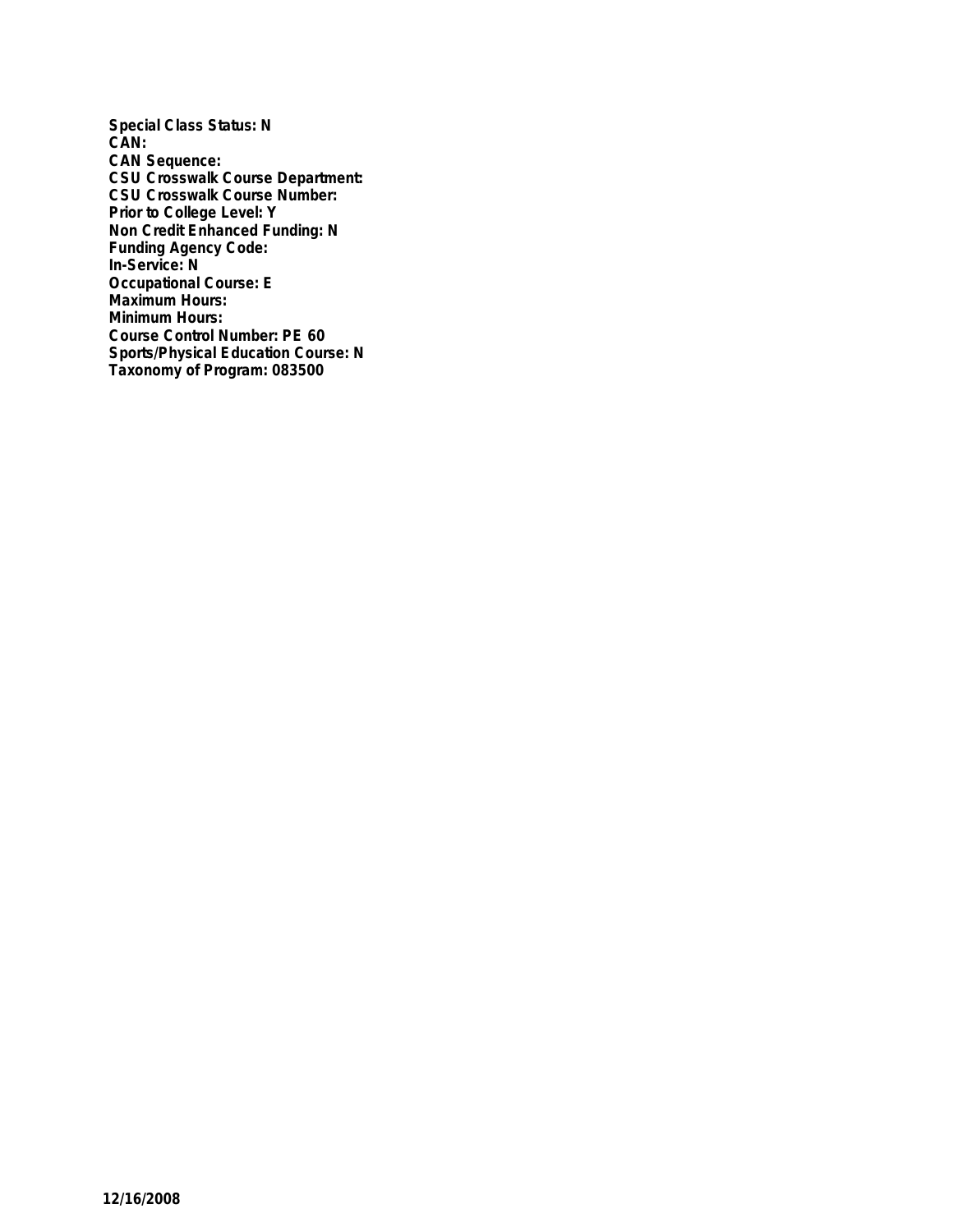**Special Class Status: N**
**CAN:**
**CAN Sequence:**
**CSU Crosswalk Course Department:**
**CSU Crosswalk Course Number:**
**Prior to College Level: Y**
**Non Credit Enhanced Funding: N**
**Funding Agency Code:**
**In-Service: N**
**Occupational Course: E**
**Maximum Hours:**
**Minimum Hours:**
**Course Control Number: PE 60**
**Sports/Physical Education Course: N**
**Taxonomy of Program: 083500**

**12/16/2008**